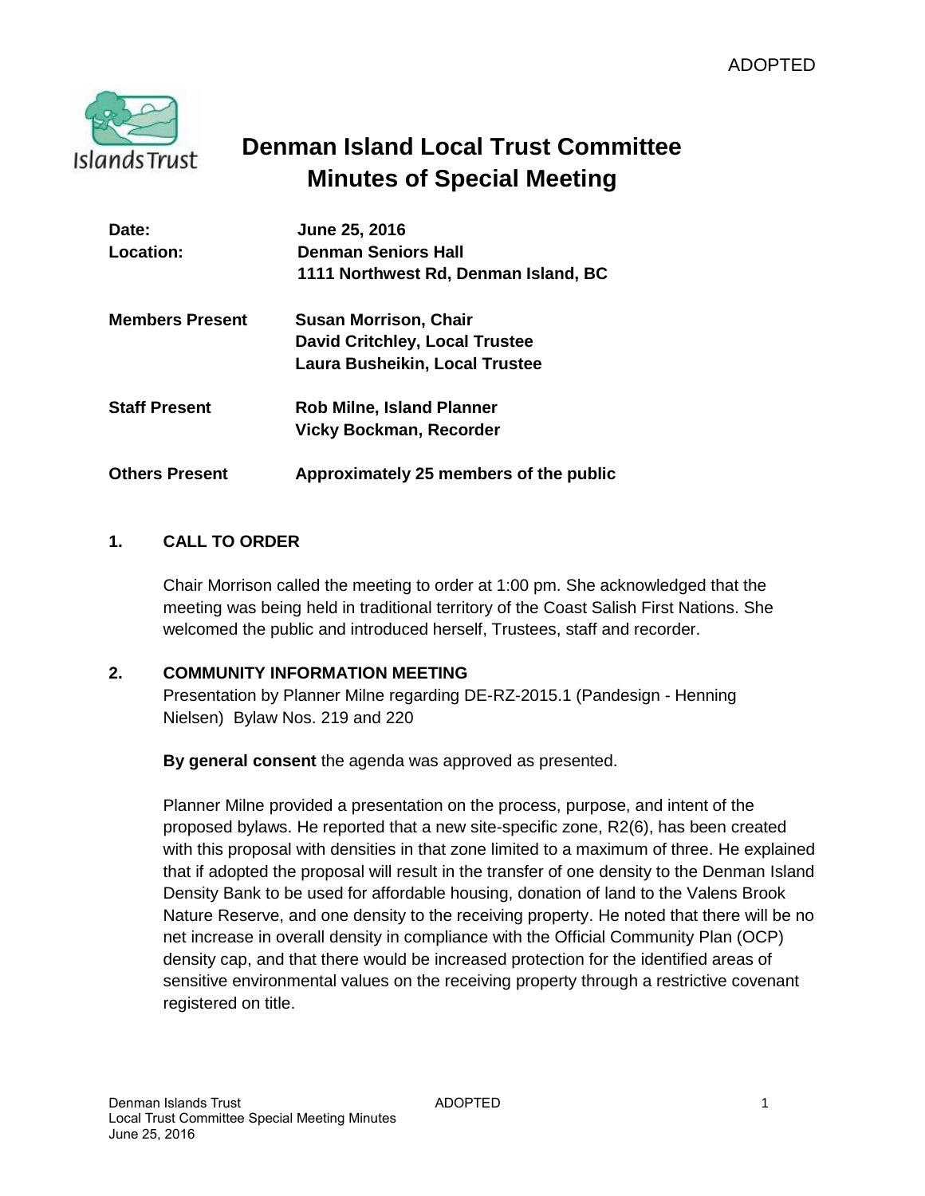ADOPTED

# Denman Island Local Trust Committee
# Minutes of Special Meeting

| | |
|---|---|
| **Date:** | **June 25, 2016** |
| **Location:** | **Denman Seniors Hall**<br>**1111 Northwest Rd, Denman Island, BC** |
| **Members Present** | **Susan Morrison, Chair**<br>**David Critchley, Local Trustee**<br>**Laura Busheikin, Local Trustee** |
| **Staff Present** | **Rob Milne, Island Planner**<br>**Vicky Bockman, Recorder** |
| **Others Present** | **Approximately 25 members of the public** |

## 1. CALL TO ORDER

Chair Morrison called the meeting to order at 1:00 pm. She acknowledged that the meeting was being held in traditional territory of the Coast Salish First Nations. She welcomed the public and introduced herself, Trustees, staff and recorder.

## 2. COMMUNITY INFORMATION MEETING

Presentation by Planner Milne regarding DE-RZ-2015.1 (Pandesign - Henning Nielsen) Bylaw Nos. 219 and 220

**By general consent** the agenda was approved as presented.

Planner Milne provided a presentation on the process, purpose, and intent of the proposed bylaws. He reported that a new site-specific zone, R2(6), has been created with this proposal with densities in that zone limited to a maximum of three. He explained that if adopted the proposal will result in the transfer of one density to the Denman Island Density Bank to be used for affordable housing, donation of land to the Valens Brook Nature Reserve, and one density to the receiving property. He noted that there will be no net increase in overall density in compliance with the Official Community Plan (OCP) density cap, and that there would be increased protection for the identified areas of sensitive environmental values on the receiving property through a restrictive covenant registered on title.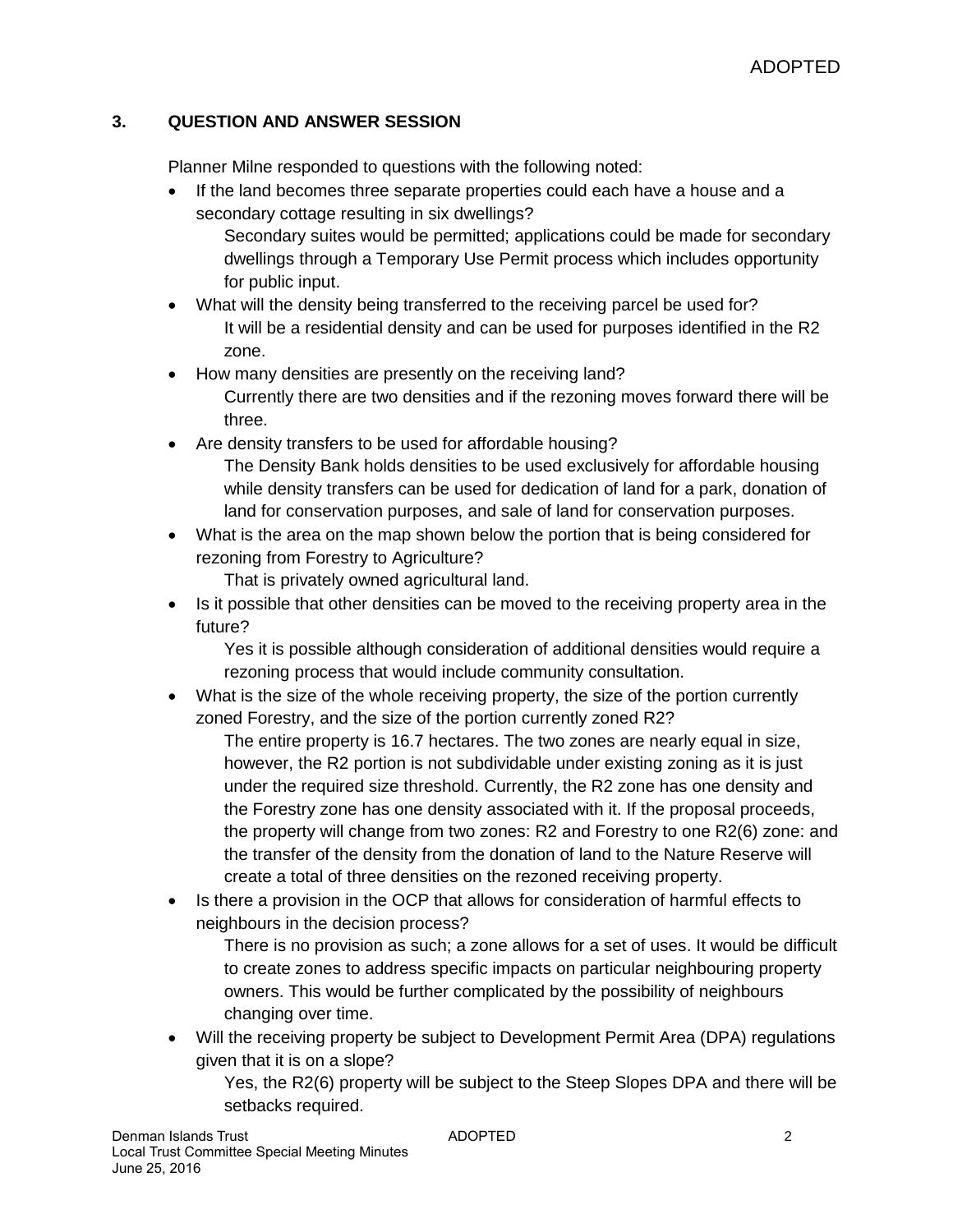### 3. QUESTION AND ANSWER SESSION

Planner Milne responded to questions with the following noted:

- If the land becomes three separate properties could each have a house and a secondary cottage resulting in six dwellings?

  Secondary suites would be permitted; applications could be made for secondary dwellings through a Temporary Use Permit process which includes opportunity for public input.

- What will the density being transferred to the receiving parcel be used for?

  It will be a residential density and can be used for purposes identified in the R2 zone.

- How many densities are presently on the receiving land?

  Currently there are two densities and if the rezoning moves forward there will be three.

- Are density transfers to be used for affordable housing?

  The Density Bank holds densities to be used exclusively for affordable housing while density transfers can be used for dedication of land for a park, donation of land for conservation purposes, and sale of land for conservation purposes.

- What is the area on the map shown below the portion that is being considered for rezoning from Forestry to Agriculture?

  That is privately owned agricultural land.

- Is it possible that other densities can be moved to the receiving property area in the future?

  Yes it is possible although consideration of additional densities would require a rezoning process that would include community consultation.

- What is the size of the whole receiving property, the size of the portion currently zoned Forestry, and the size of the portion currently zoned R2?

  The entire property is 16.7 hectares. The two zones are nearly equal in size, however, the R2 portion is not subdividable under existing zoning as it is just under the required size threshold. Currently, the R2 zone has one density and the Forestry zone has one density associated with it. If the proposal proceeds, the property will change from two zones: R2 and Forestry to one R2(6) zone: and the transfer of the density from the donation of land to the Nature Reserve will create a total of three densities on the rezoned receiving property.

- Is there a provision in the OCP that allows for consideration of harmful effects to neighbours in the decision process?

  There is no provision as such; a zone allows for a set of uses. It would be difficult to create zones to address specific impacts on particular neighbouring property owners. This would be further complicated by the possibility of neighbours changing over time.

- Will the receiving property be subject to Development Permit Area (DPA) regulations given that it is on a slope?

  Yes, the R2(6) property will be subject to the Steep Slopes DPA and there will be setbacks required.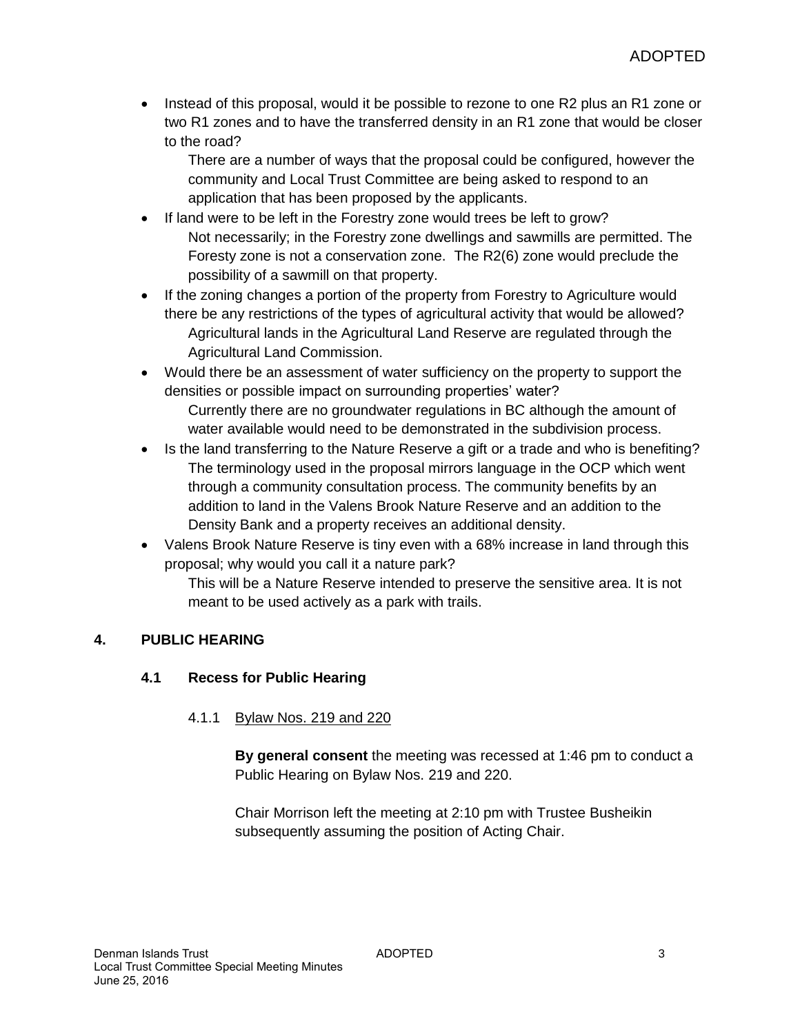- Instead of this proposal, would it be possible to rezone to one R2 plus an R1 zone or two R1 zones and to have the transferred density in an R1 zone that would be closer to the road?
  There are a number of ways that the proposal could be configured, however the community and Local Trust Committee are being asked to respond to an application that has been proposed by the applicants.
- If land were to be left in the Forestry zone would trees be left to grow?
  Not necessarily; in the Forestry zone dwellings and sawmills are permitted. The Foresty zone is not a conservation zone. The R2(6) zone would preclude the possibility of a sawmill on that property.
- If the zoning changes a portion of the property from Forestry to Agriculture would there be any restrictions of the types of agricultural activity that would be allowed?
  Agricultural lands in the Agricultural Land Reserve are regulated through the Agricultural Land Commission.
- Would there be an assessment of water sufficiency on the property to support the densities or possible impact on surrounding properties' water?
  Currently there are no groundwater regulations in BC although the amount of water available would need to be demonstrated in the subdivision process.
- Is the land transferring to the Nature Reserve a gift or a trade and who is benefiting?
  The terminology used in the proposal mirrors language in the OCP which went through a community consultation process. The community benefits by an addition to land in the Valens Brook Nature Reserve and an addition to the Density Bank and a property receives an additional density.
- Valens Brook Nature Reserve is tiny even with a 68% increase in land through this proposal; why would you call it a nature park?
  This will be a Nature Reserve intended to preserve the sensitive area. It is not meant to be used actively as a park with trails.

## 4. PUBLIC HEARING

### 4.1 Recess for Public Hearing

#### 4.1.1 Bylaw Nos. 219 and 220

**By general consent** the meeting was recessed at 1:46 pm to conduct a Public Hearing on Bylaw Nos. 219 and 220.

Chair Morrison left the meeting at 2:10 pm with Trustee Busheikin subsequently assuming the position of Acting Chair.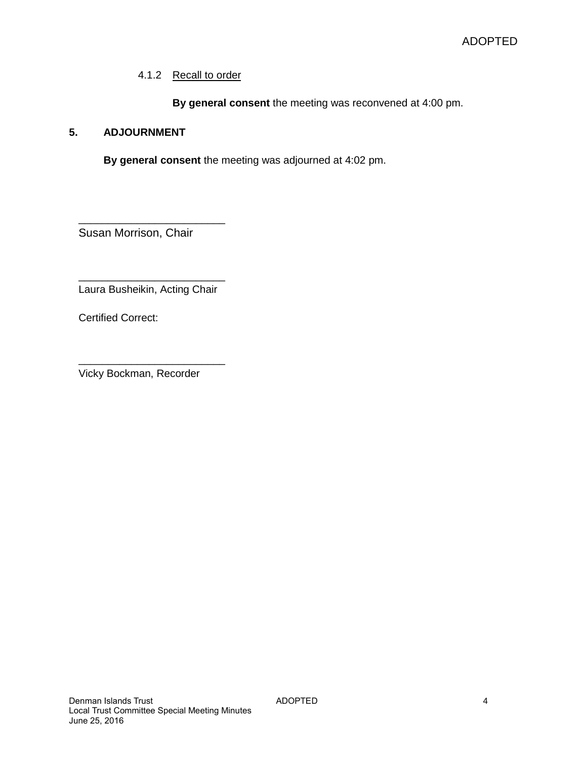ADOPTED

#### 4.1.2 Recall to order

**By general consent** the meeting was reconvened at 4:00 pm.

## 5. ADJOURNMENT

**By general consent** the meeting was adjourned at 4:02 pm.

\_\_\_\_\_\_\_\_\_\_\_\_\_\_\_\_\_\_\_\_\_\_\_\_

Susan Morrison, Chair

\_\_\_\_\_\_\_\_\_\_\_\_\_\_\_\_\_\_\_\_\_\_\_\_

Laura Busheikin, Acting Chair

Certified Correct:

\_\_\_\_\_\_\_\_\_\_\_\_\_\_\_\_\_\_\_\_\_\_\_\_

Vicky Bockman, Recorder